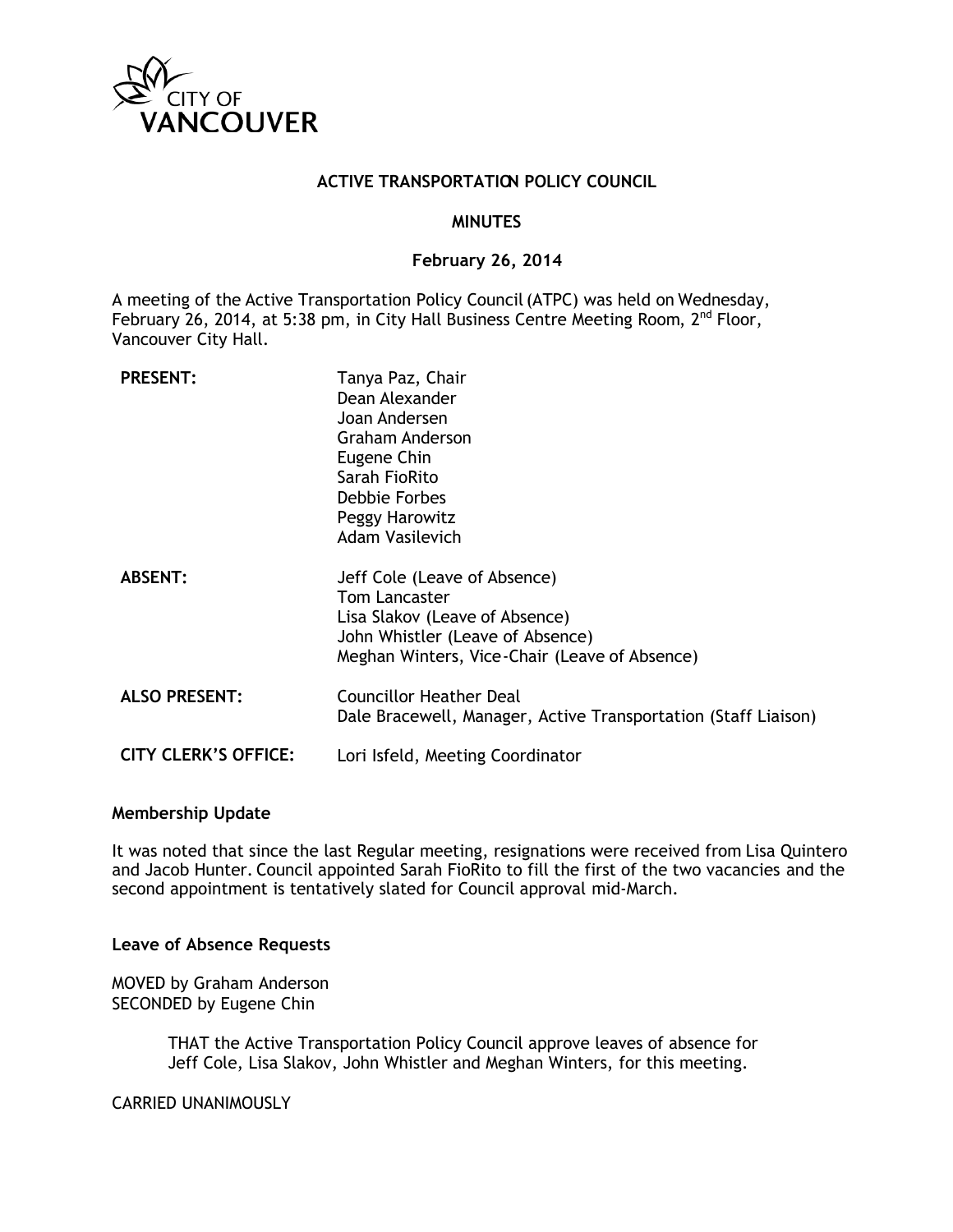CITY OF VANCOUVER

# ACTIVE TRANSPORTATION POLICY COUNCIL

## MINUTES

### February 26, 2014

A meeting of the Active Transportation Policy Council (ATPC) was held on Wednesday, February 26, 2014, at 5:38 pm, in City Hall Business Centre Meeting Room, 2nd Floor, Vancouver City Hall.

| | |
|---|---|
| **PRESENT:** | Tanya Paz, Chair<br>Dean Alexander<br>Joan Andersen<br>Graham Anderson<br>Eugene Chin<br>Sarah FioRito<br>Debbie Forbes<br>Peggy Harowitz<br>Adam Vasilevich |
| **ABSENT:** | Jeff Cole (Leave of Absence)<br>Tom Lancaster<br>Lisa Slakov (Leave of Absence)<br>John Whistler (Leave of Absence)<br>Meghan Winters, Vice-Chair (Leave of Absence) |
| **ALSO PRESENT:** | Councillor Heather Deal<br>Dale Bracewell, Manager, Active Transportation (Staff Liaison) |
| **CITY CLERK'S OFFICE:** | Lori Isfeld, Meeting Coordinator |

**Membership Update**

It was noted that since the last Regular meeting, resignations were received from Lisa Quintero and Jacob Hunter. Council appointed Sarah FioRito to fill the first of the two vacancies and the second appointment is tentatively slated for Council approval mid-March.

**Leave of Absence Requests**

MOVED by Graham Anderson
SECONDED by Eugene Chin

> THAT the Active Transportation Policy Council approve leaves of absence for Jeff Cole, Lisa Slakov, John Whistler and Meghan Winters, for this meeting.

CARRIED UNANIMOUSLY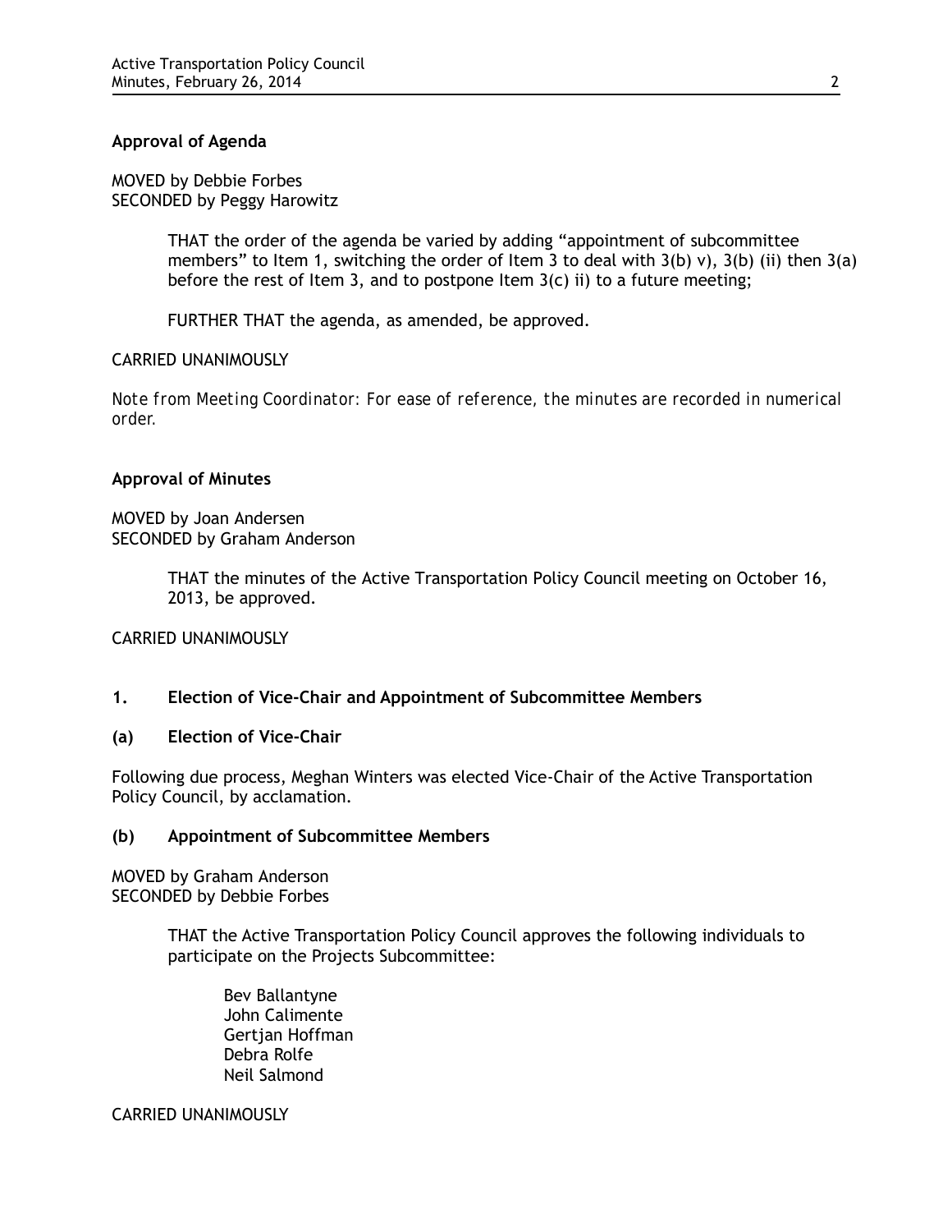**Approval of Agenda**

MOVED by Debbie Forbes
SECONDED by Peggy Harowitz

> THAT the order of the agenda be varied by adding "appointment of subcommittee members" to Item 1, switching the order of Item 3 to deal with 3(b) v), 3(b) (ii) then 3(a) before the rest of Item 3, and to postpone Item 3(c) ii) to a future meeting;
>
> FURTHER THAT the agenda, as amended, be approved.

CARRIED UNANIMOUSLY

*Note from Meeting Coordinator: For ease of reference, the minutes are recorded in numerical order.*

**Approval of Minutes**

MOVED by Joan Andersen
SECONDED by Graham Anderson

> THAT the minutes of the Active Transportation Policy Council meeting on October 16, 2013, be approved.

CARRIED UNANIMOUSLY

## 1. Election of Vice-Chair and Appointment of Subcommittee Members

### (a) Election of Vice-Chair

Following due process, Meghan Winters was elected Vice-Chair of the Active Transportation Policy Council, by acclamation.

### (b) Appointment of Subcommittee Members

MOVED by Graham Anderson
SECONDED by Debbie Forbes

> THAT the Active Transportation Policy Council approves the following individuals to participate on the Projects Subcommittee:
>
> Bev Ballantyne
> John Calimente
> Gertjan Hoffman
> Debra Rolfe
> Neil Salmond

CARRIED UNANIMOUSLY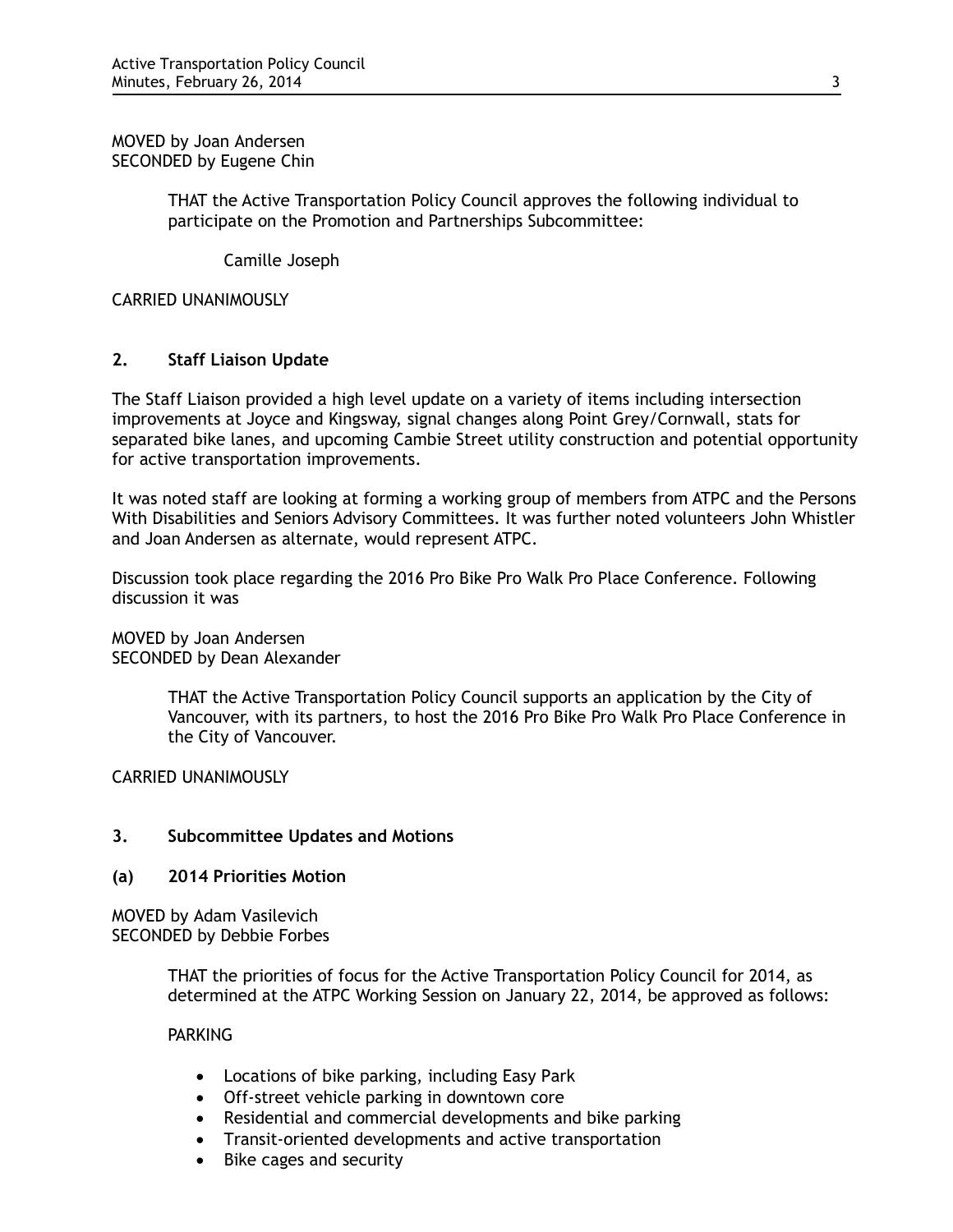MOVED by Joan Andersen
SECONDED by Eugene Chin

> THAT the Active Transportation Policy Council approves the following individual to participate on the Promotion and Partnerships Subcommittee:
>
> Camille Joseph

CARRIED UNANIMOUSLY

## 2. Staff Liaison Update

The Staff Liaison provided a high level update on a variety of items including intersection improvements at Joyce and Kingsway, signal changes along Point Grey/Cornwall, stats for separated bike lanes, and upcoming Cambie Street utility construction and potential opportunity for active transportation improvements.

It was noted staff are looking at forming a working group of members from ATPC and the Persons With Disabilities and Seniors Advisory Committees. It was further noted volunteers John Whistler and Joan Andersen as alternate, would represent ATPC.

Discussion took place regarding the 2016 Pro Bike Pro Walk Pro Place Conference. Following discussion it was

MOVED by Joan Andersen
SECONDED by Dean Alexander

> THAT the Active Transportation Policy Council supports an application by the City of Vancouver, with its partners, to host the 2016 Pro Bike Pro Walk Pro Place Conference in the City of Vancouver.

CARRIED UNANIMOUSLY

## 3. Subcommittee Updates and Motions

### (a) 2014 Priorities Motion

MOVED by Adam Vasilevich
SECONDED by Debbie Forbes

> THAT the priorities of focus for the Active Transportation Policy Council for 2014, as determined at the ATPC Working Session on January 22, 2014, be approved as follows:
>
> PARKING
>
> - Locations of bike parking, including Easy Park
> - Off-street vehicle parking in downtown core
> - Residential and commercial developments and bike parking
> - Transit-oriented developments and active transportation
> - Bike cages and security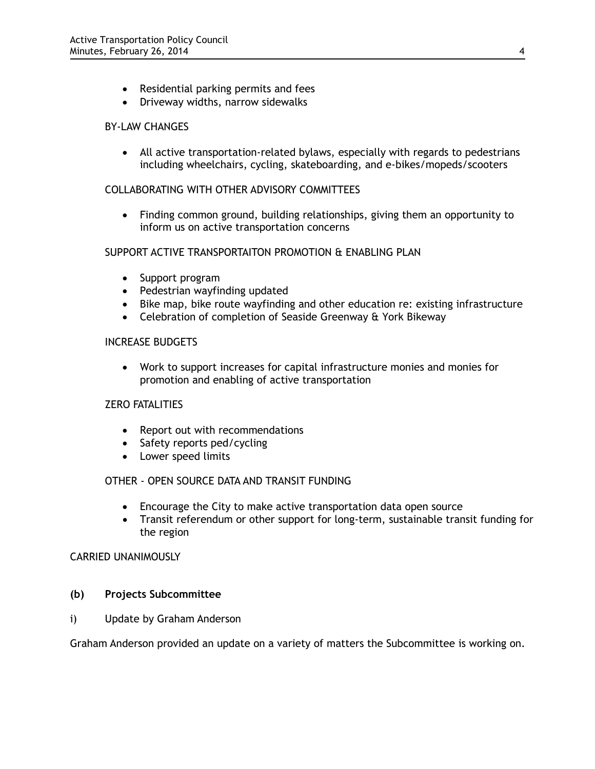- Residential parking permits and fees
- Driveway widths, narrow sidewalks

BY-LAW CHANGES

- All active transportation-related bylaws, especially with regards to pedestrians including wheelchairs, cycling, skateboarding, and e-bikes/mopeds/scooters

COLLABORATING WITH OTHER ADVISORY COMMITTEES

- Finding common ground, building relationships, giving them an opportunity to inform us on active transportation concerns

SUPPORT ACTIVE TRANSPORTAITON PROMOTION & ENABLING PLAN

- Support program
- Pedestrian wayfinding updated
- Bike map, bike route wayfinding and other education re: existing infrastructure
- Celebration of completion of Seaside Greenway & York Bikeway

INCREASE BUDGETS

- Work to support increases for capital infrastructure monies and monies for promotion and enabling of active transportation

ZERO FATALITIES

- Report out with recommendations
- Safety reports ped/cycling
- Lower speed limits

OTHER - OPEN SOURCE DATA AND TRANSIT FUNDING

- Encourage the City to make active transportation data open source
- Transit referendum or other support for long-term, sustainable transit funding for the region

CARRIED UNANIMOUSLY

**(b) Projects Subcommittee**

i) Update by Graham Anderson

Graham Anderson provided an update on a variety of matters the Subcommittee is working on.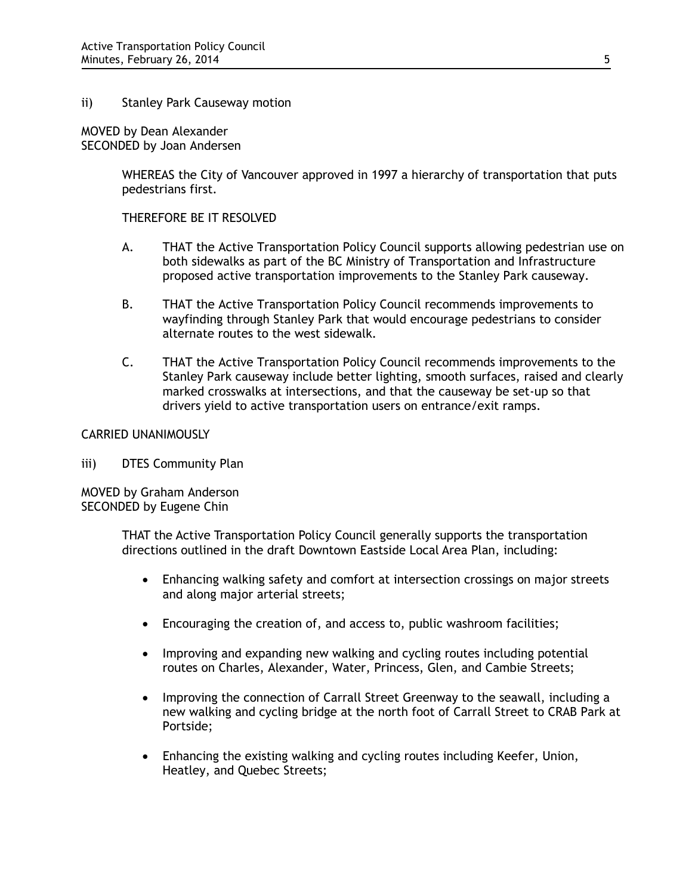ii) Stanley Park Causeway motion

MOVED by Dean Alexander
SECONDED by Joan Andersen

> WHEREAS the City of Vancouver approved in 1997 a hierarchy of transportation that puts pedestrians first.
>
> THEREFORE BE IT RESOLVED
>
> A. THAT the Active Transportation Policy Council supports allowing pedestrian use on both sidewalks as part of the BC Ministry of Transportation and Infrastructure proposed active transportation improvements to the Stanley Park causeway.
>
> B. THAT the Active Transportation Policy Council recommends improvements to wayfinding through Stanley Park that would encourage pedestrians to consider alternate routes to the west sidewalk.
>
> C. THAT the Active Transportation Policy Council recommends improvements to the Stanley Park causeway include better lighting, smooth surfaces, raised and clearly marked crosswalks at intersections, and that the causeway be set-up so that drivers yield to active transportation users on entrance/exit ramps.

CARRIED UNANIMOUSLY

iii) DTES Community Plan

MOVED by Graham Anderson
SECONDED by Eugene Chin

> THAT the Active Transportation Policy Council generally supports the transportation directions outlined in the draft Downtown Eastside Local Area Plan, including:
>
> - Enhancing walking safety and comfort at intersection crossings on major streets and along major arterial streets;
> - Encouraging the creation of, and access to, public washroom facilities;
> - Improving and expanding new walking and cycling routes including potential routes on Charles, Alexander, Water, Princess, Glen, and Cambie Streets;
> - Improving the connection of Carrall Street Greenway to the seawall, including a new walking and cycling bridge at the north foot of Carrall Street to CRAB Park at Portside;
> - Enhancing the existing walking and cycling routes including Keefer, Union, Heatley, and Quebec Streets;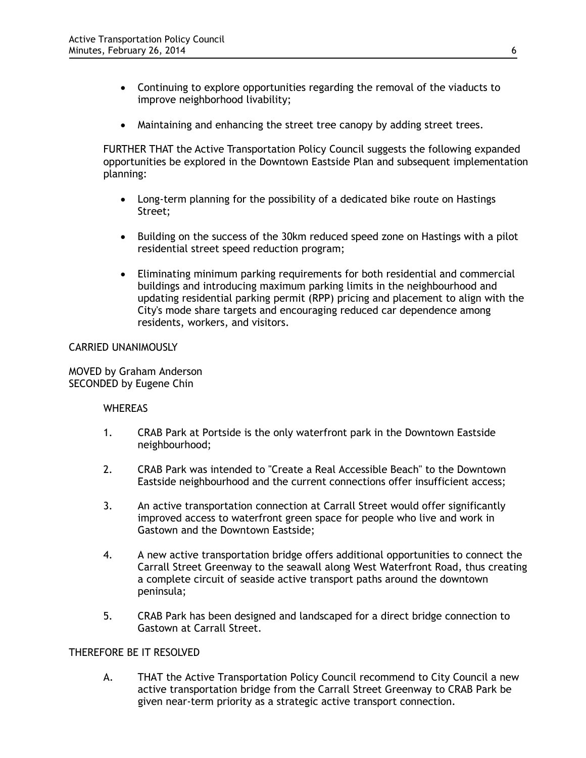- Continuing to explore opportunities regarding the removal of the viaducts to improve neighborhood livability;
- Maintaining and enhancing the street tree canopy by adding street trees.

FURTHER THAT the Active Transportation Policy Council suggests the following expanded opportunities be explored in the Downtown Eastside Plan and subsequent implementation planning:

- Long-term planning for the possibility of a dedicated bike route on Hastings Street;
- Building on the success of the 30km reduced speed zone on Hastings with a pilot residential street speed reduction program;
- Eliminating minimum parking requirements for both residential and commercial buildings and introducing maximum parking limits in the neighbourhood and updating residential parking permit (RPP) pricing and placement to align with the City's mode share targets and encouraging reduced car dependence among residents, workers, and visitors.

CARRIED UNANIMOUSLY

MOVED by Graham Anderson
SECONDED by Eugene Chin

WHEREAS

1. CRAB Park at Portside is the only waterfront park in the Downtown Eastside neighbourhood;
2. CRAB Park was intended to "Create a Real Accessible Beach" to the Downtown Eastside neighbourhood and the current connections offer insufficient access;
3. An active transportation connection at Carrall Street would offer significantly improved access to waterfront green space for people who live and work in Gastown and the Downtown Eastside;
4. A new active transportation bridge offers additional opportunities to connect the Carrall Street Greenway to the seawall along West Waterfront Road, thus creating a complete circuit of seaside active transport paths around the downtown peninsula;
5. CRAB Park has been designed and landscaped for a direct bridge connection to Gastown at Carrall Street.

THEREFORE BE IT RESOLVED

A. THAT the Active Transportation Policy Council recommend to City Council a new active transportation bridge from the Carrall Street Greenway to CRAB Park be given near-term priority as a strategic active transport connection.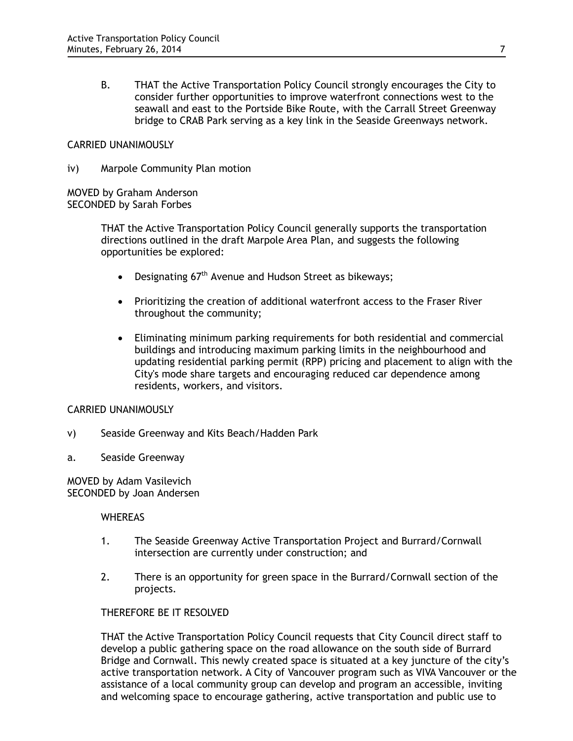B. THAT the Active Transportation Policy Council strongly encourages the City to consider further opportunities to improve waterfront connections west to the seawall and east to the Portside Bike Route, with the Carrall Street Greenway bridge to CRAB Park serving as a key link in the Seaside Greenways network.

CARRIED UNANIMOUSLY

iv) Marpole Community Plan motion

MOVED by Graham Anderson
SECONDED by Sarah Forbes

THAT the Active Transportation Policy Council generally supports the transportation directions outlined in the draft Marpole Area Plan, and suggests the following opportunities be explored:

- Designating 67th Avenue and Hudson Street as bikeways;
- Prioritizing the creation of additional waterfront access to the Fraser River throughout the community;
- Eliminating minimum parking requirements for both residential and commercial buildings and introducing maximum parking limits in the neighbourhood and updating residential parking permit (RPP) pricing and placement to align with the City's mode share targets and encouraging reduced car dependence among residents, workers, and visitors.

CARRIED UNANIMOUSLY

v) Seaside Greenway and Kits Beach/Hadden Park

a. Seaside Greenway

MOVED by Adam Vasilevich
SECONDED by Joan Andersen

WHEREAS

1. The Seaside Greenway Active Transportation Project and Burrard/Cornwall intersection are currently under construction; and
2. There is an opportunity for green space in the Burrard/Cornwall section of the projects.

THEREFORE BE IT RESOLVED

THAT the Active Transportation Policy Council requests that City Council direct staff to develop a public gathering space on the road allowance on the south side of Burrard Bridge and Cornwall. This newly created space is situated at a key juncture of the city's active transportation network. A City of Vancouver program such as VIVA Vancouver or the assistance of a local community group can develop and program an accessible, inviting and welcoming space to encourage gathering, active transportation and public use to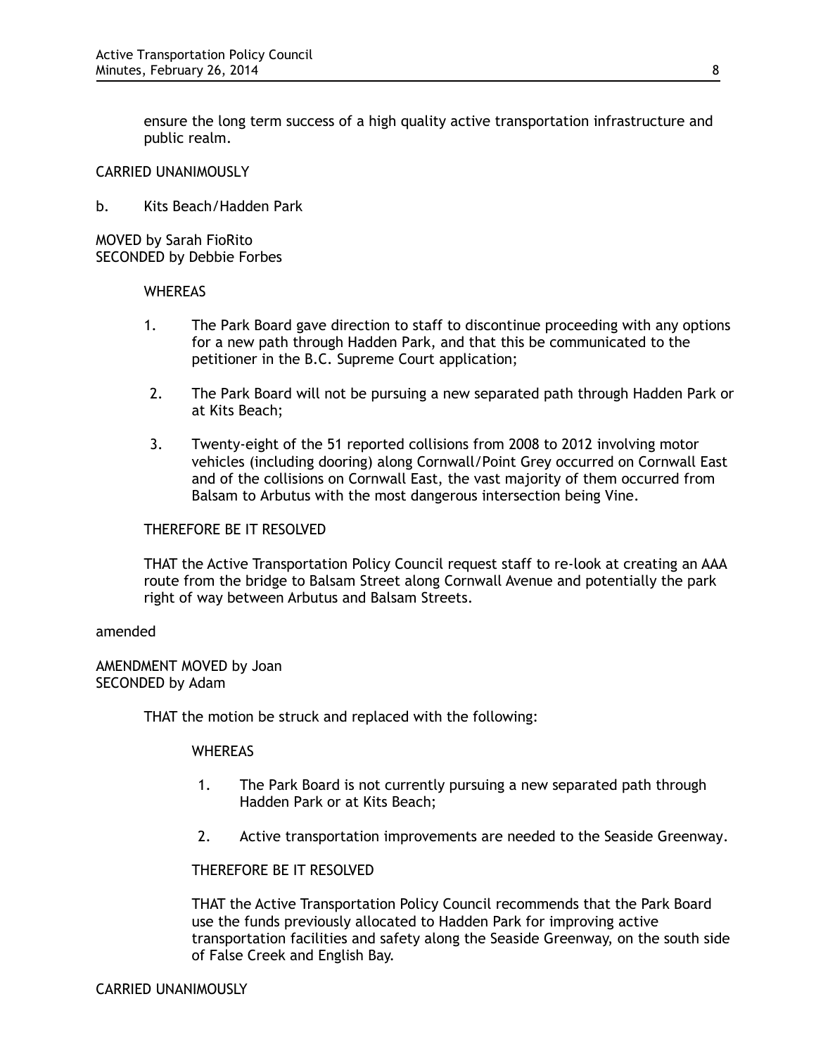ensure the long term success of a high quality active transportation infrastructure and public realm.

CARRIED UNANIMOUSLY

b. Kits Beach/Hadden Park

MOVED by Sarah FioRito
SECONDED by Debbie Forbes

WHEREAS

1. The Park Board gave direction to staff to discontinue proceeding with any options for a new path through Hadden Park, and that this be communicated to the petitioner in the B.C. Supreme Court application;

2. The Park Board will not be pursuing a new separated path through Hadden Park or at Kits Beach;

3. Twenty-eight of the 51 reported collisions from 2008 to 2012 involving motor vehicles (including dooring) along Cornwall/Point Grey occurred on Cornwall East and of the collisions on Cornwall East, the vast majority of them occurred from Balsam to Arbutus with the most dangerous intersection being Vine.

THEREFORE BE IT RESOLVED

THAT the Active Transportation Policy Council request staff to re-look at creating an AAA route from the bridge to Balsam Street along Cornwall Avenue and potentially the park right of way between Arbutus and Balsam Streets.

amended

AMENDMENT MOVED by Joan
SECONDED by Adam

THAT the motion be struck and replaced with the following:

WHEREAS

1. The Park Board is not currently pursuing a new separated path through Hadden Park or at Kits Beach;

2. Active transportation improvements are needed to the Seaside Greenway.

THEREFORE BE IT RESOLVED

THAT the Active Transportation Policy Council recommends that the Park Board use the funds previously allocated to Hadden Park for improving active transportation facilities and safety along the Seaside Greenway, on the south side of False Creek and English Bay.

CARRIED UNANIMOUSLY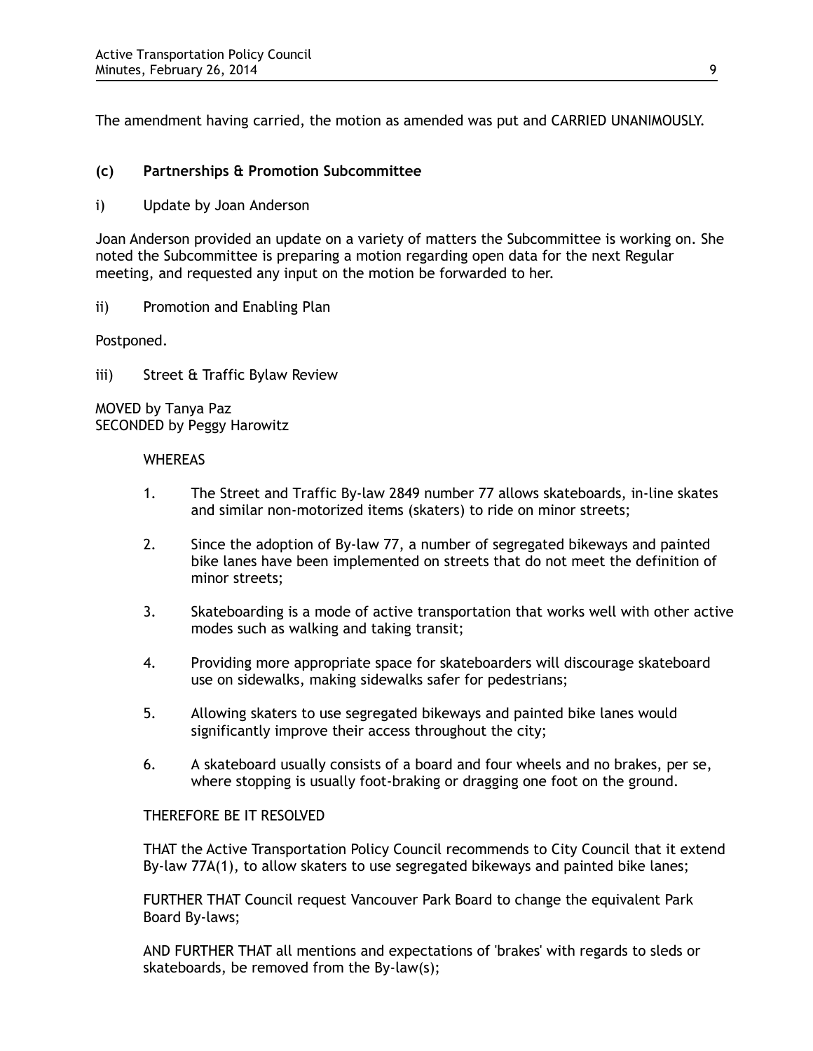The amendment having carried, the motion as amended was put and CARRIED UNANIMOUSLY.

### (c) Partnerships & Promotion Subcommittee

i) Update by Joan Anderson

Joan Anderson provided an update on a variety of matters the Subcommittee is working on. She noted the Subcommittee is preparing a motion regarding open data for the next Regular meeting, and requested any input on the motion be forwarded to her.

ii) Promotion and Enabling Plan

Postponed.

iii) Street & Traffic Bylaw Review

MOVED by Tanya Paz
SECONDED by Peggy Harowitz

WHEREAS

1. The Street and Traffic By-law 2849 number 77 allows skateboards, in-line skates and similar non-motorized items (skaters) to ride on minor streets;
2. Since the adoption of By-law 77, a number of segregated bikeways and painted bike lanes have been implemented on streets that do not meet the definition of minor streets;
3. Skateboarding is a mode of active transportation that works well with other active modes such as walking and taking transit;
4. Providing more appropriate space for skateboarders will discourage skateboard use on sidewalks, making sidewalks safer for pedestrians;
5. Allowing skaters to use segregated bikeways and painted bike lanes would significantly improve their access throughout the city;
6. A skateboard usually consists of a board and four wheels and no brakes, per se, where stopping is usually foot-braking or dragging one foot on the ground.

THEREFORE BE IT RESOLVED

THAT the Active Transportation Policy Council recommends to City Council that it extend By-law 77A(1), to allow skaters to use segregated bikeways and painted bike lanes;

FURTHER THAT Council request Vancouver Park Board to change the equivalent Park Board By-laws;

AND FURTHER THAT all mentions and expectations of 'brakes' with regards to sleds or skateboards, be removed from the By-law(s);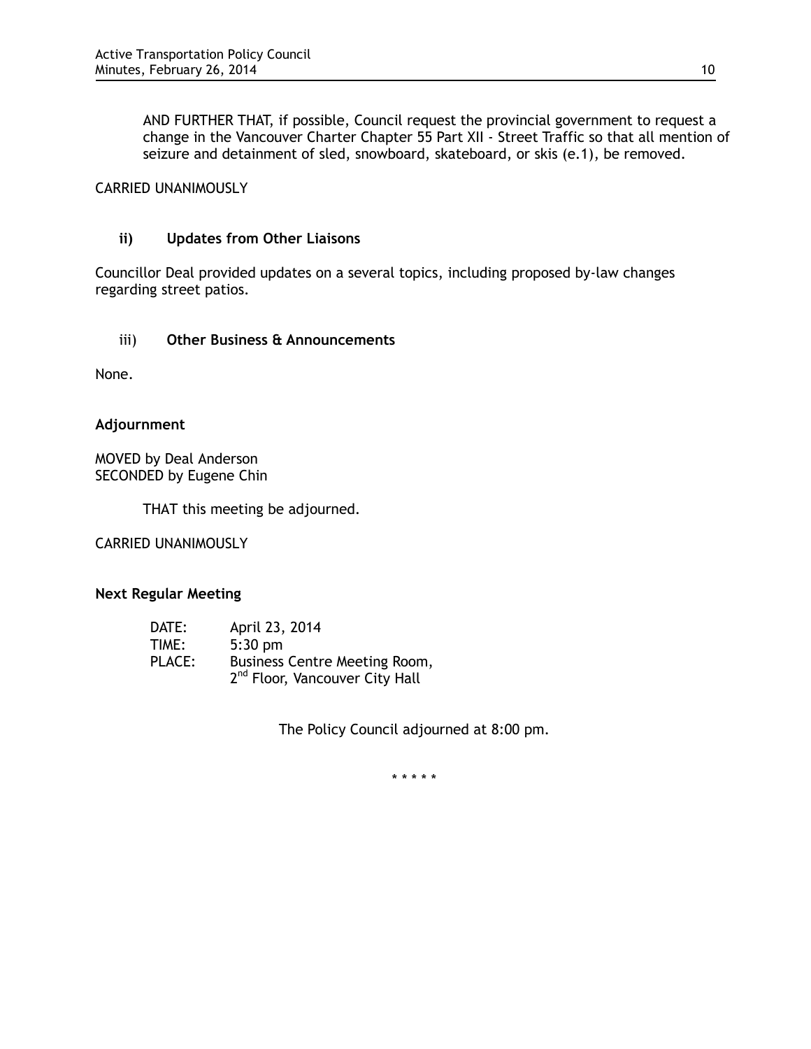AND FURTHER THAT, if possible, Council request the provincial government to request a change in the Vancouver Charter Chapter 55 Part XII - Street Traffic so that all mention of seizure and detainment of sled, snowboard, skateboard, or skis (e.1), be removed.

CARRIED UNANIMOUSLY

### ii) Updates from Other Liaisons

Councillor Deal provided updates on a several topics, including proposed by-law changes regarding street patios.

### iii) Other Business & Announcements

None.

## Adjournment

MOVED by Deal Anderson
SECONDED by Eugene Chin

THAT this meeting be adjourned.

CARRIED UNANIMOUSLY

## Next Regular Meeting

DATE: April 23, 2014
TIME: 5:30 pm
PLACE: Business Centre Meeting Room, 2nd Floor, Vancouver City Hall

The Policy Council adjourned at 8:00 pm.

\* \* \* \* \*